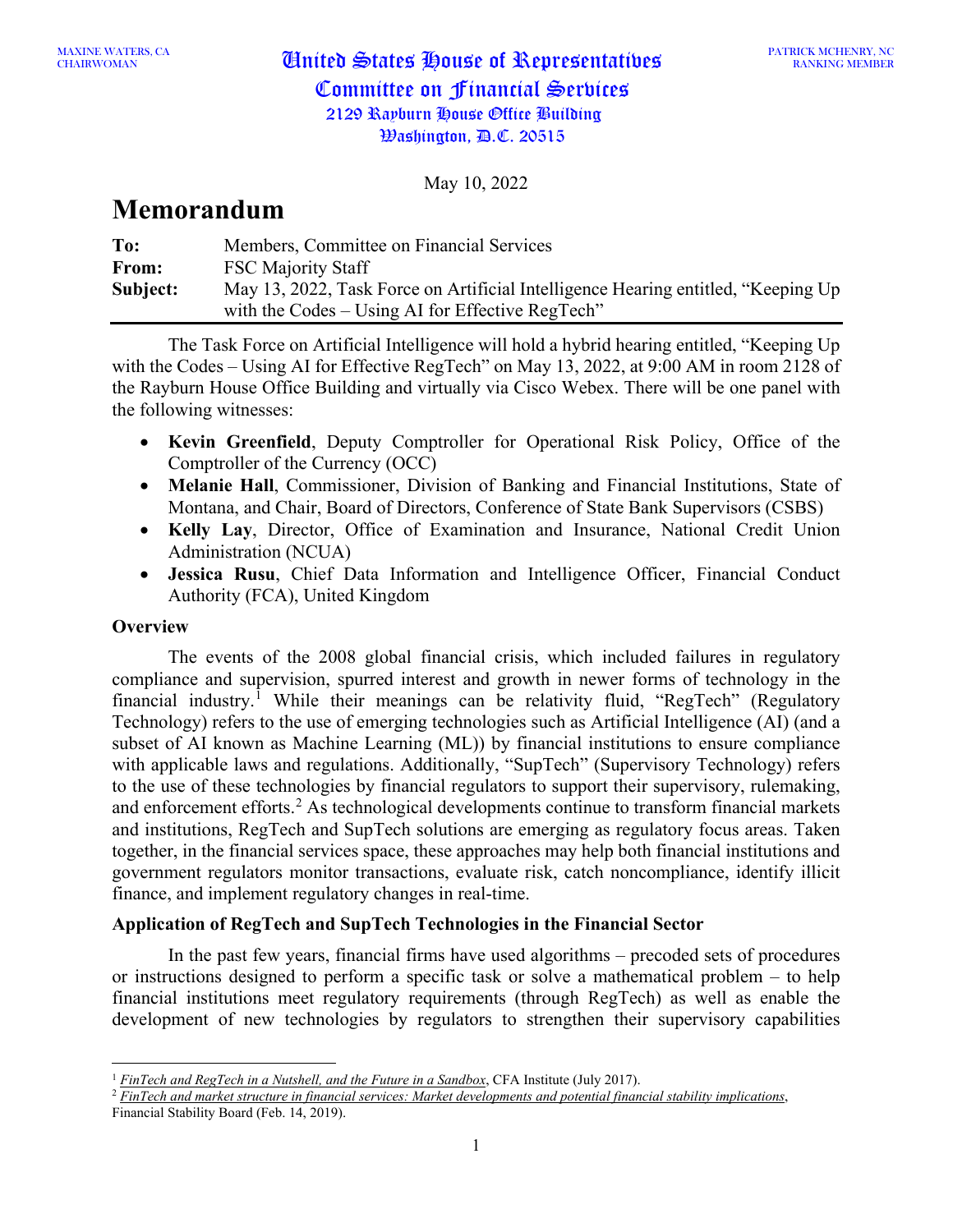MAXINE WATERS, CA
CHAIRWOMAN

# United States House of Representatives
## Committee on Financial Services
2129 Rayburn House Office Building
Washington, D.C. 20515

PATRICK MCHENRY, NC
RANKING MEMBER

May 10, 2022

# Memorandum

| | |
|---|---|
| **To:** | Members, Committee on Financial Services |
| **From:** | FSC Majority Staff |
| **Subject:** | May 13, 2022, Task Force on Artificial Intelligence Hearing entitled, "Keeping Up with the Codes – Using AI for Effective RegTech" |

The Task Force on Artificial Intelligence will hold a hybrid hearing entitled, "Keeping Up with the Codes – Using AI for Effective RegTech" on May 13, 2022, at 9:00 AM in room 2128 of the Rayburn House Office Building and virtually via Cisco Webex. There will be one panel with the following witnesses:

- **Kevin Greenfield**, Deputy Comptroller for Operational Risk Policy, Office of the Comptroller of the Currency (OCC)
- **Melanie Hall**, Commissioner, Division of Banking and Financial Institutions, State of Montana, and Chair, Board of Directors, Conference of State Bank Supervisors (CSBS)
- **Kelly Lay**, Director, Office of Examination and Insurance, National Credit Union Administration (NCUA)
- **Jessica Rusu**, Chief Data Information and Intelligence Officer, Financial Conduct Authority (FCA), United Kingdom

### Overview

The events of the 2008 global financial crisis, which included failures in regulatory compliance and supervision, spurred interest and growth in newer forms of technology in the financial industry.[1] While their meanings can be relativity fluid, "RegTech" (Regulatory Technology) refers to the use of emerging technologies such as Artificial Intelligence (AI) (and a subset of AI known as Machine Learning (ML)) by financial institutions to ensure compliance with applicable laws and regulations. Additionally, "SupTech" (Supervisory Technology) refers to the use of these technologies by financial regulators to support their supervisory, rulemaking, and enforcement efforts.[2] As technological developments continue to transform financial markets and institutions, RegTech and SupTech solutions are emerging as regulatory focus areas. Taken together, in the financial services space, these approaches may help both financial institutions and government regulators monitor transactions, evaluate risk, catch noncompliance, identify illicit finance, and implement regulatory changes in real-time.

### Application of RegTech and SupTech Technologies in the Financial Sector

In the past few years, financial firms have used algorithms – precoded sets of procedures or instructions designed to perform a specific task or solve a mathematical problem – to help financial institutions meet regulatory requirements (through RegTech) as well as enable the development of new technologies by regulators to strengthen their supervisory capabilities

---

[1] *FinTech and RegTech in a Nutshell, and the Future in a Sandbox*, CFA Institute (July 2017).

[2] *FinTech and market structure in financial services: Market developments and potential financial stability implications*, Financial Stability Board (Feb. 14, 2019).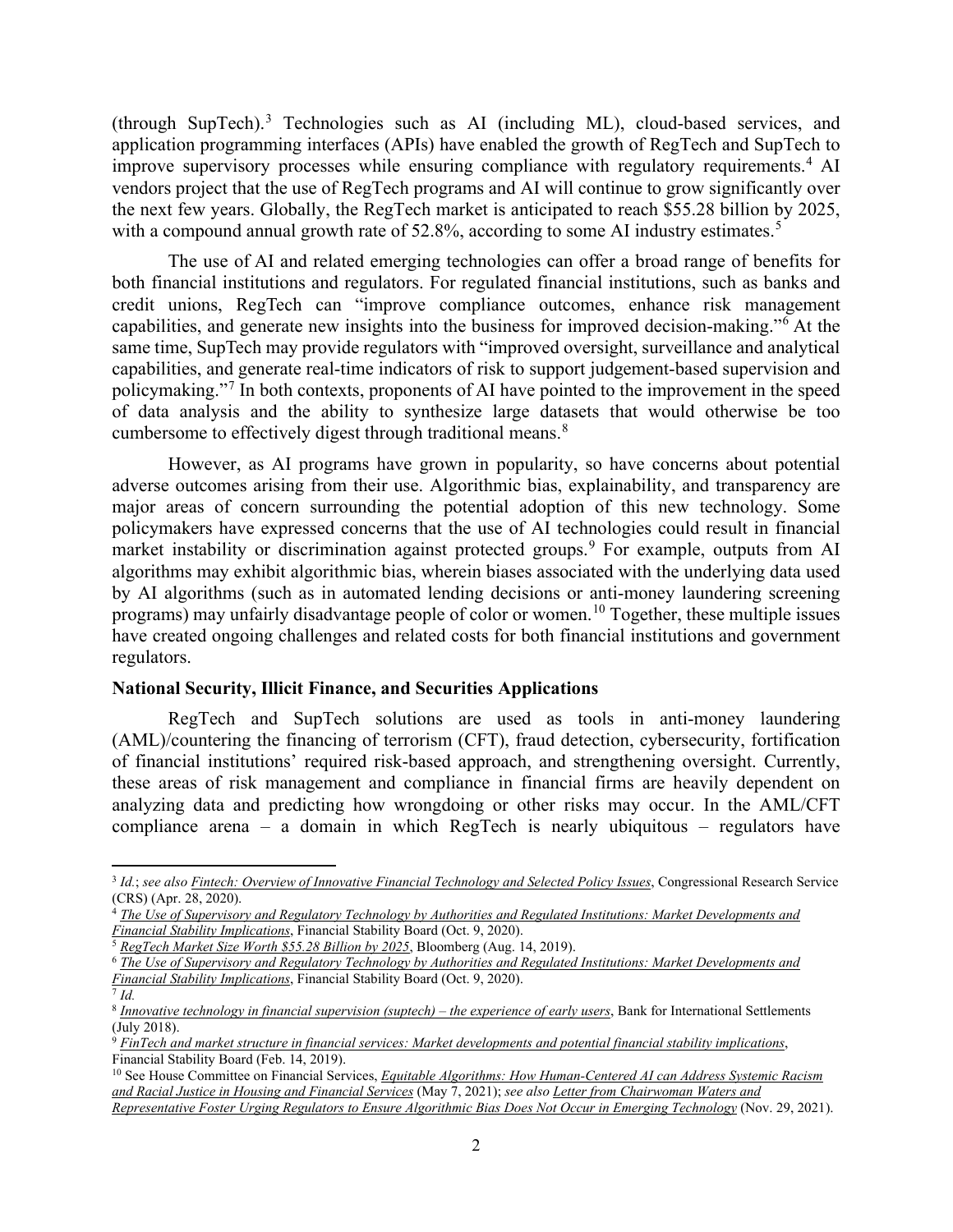(through SupTech).[3] Technologies such as AI (including ML), cloud-based services, and application programming interfaces (APIs) have enabled the growth of RegTech and SupTech to improve supervisory processes while ensuring compliance with regulatory requirements.[4] AI vendors project that the use of RegTech programs and AI will continue to grow significantly over the next few years. Globally, the RegTech market is anticipated to reach $55.28 billion by 2025, with a compound annual growth rate of 52.8%, according to some AI industry estimates.[5]

The use of AI and related emerging technologies can offer a broad range of benefits for both financial institutions and regulators. For regulated financial institutions, such as banks and credit unions, RegTech can "improve compliance outcomes, enhance risk management capabilities, and generate new insights into the business for improved decision-making."[6] At the same time, SupTech may provide regulators with "improved oversight, surveillance and analytical capabilities, and generate real-time indicators of risk to support judgement-based supervision and policymaking."[7] In both contexts, proponents of AI have pointed to the improvement in the speed of data analysis and the ability to synthesize large datasets that would otherwise be too cumbersome to effectively digest through traditional means.[8]

However, as AI programs have grown in popularity, so have concerns about potential adverse outcomes arising from their use. Algorithmic bias, explainability, and transparency are major areas of concern surrounding the potential adoption of this new technology. Some policymakers have expressed concerns that the use of AI technologies could result in financial market instability or discrimination against protected groups.[9] For example, outputs from AI algorithms may exhibit algorithmic bias, wherein biases associated with the underlying data used by AI algorithms (such as in automated lending decisions or anti-money laundering screening programs) may unfairly disadvantage people of color or women.[10] Together, these multiple issues have created ongoing challenges and related costs for both financial institutions and government regulators.

**National Security, Illicit Finance, and Securities Applications**

RegTech and SupTech solutions are used as tools in anti-money laundering (AML)/countering the financing of terrorism (CFT), fraud detection, cybersecurity, fortification of financial institutions' required risk-based approach, and strengthening oversight. Currently, these areas of risk management and compliance in financial firms are heavily dependent on analyzing data and predicting how wrongdoing or other risks may occur. In the AML/CFT compliance arena – a domain in which RegTech is nearly ubiquitous – regulators have

---

[3] *Id.*; *see also* Fintech: Overview of Innovative Financial Technology and Selected Policy Issues, Congressional Research Service (CRS) (Apr. 28, 2020).

[4] *The Use of Supervisory and Regulatory Technology by Authorities and Regulated Institutions: Market Developments and Financial Stability Implications*, Financial Stability Board (Oct. 9, 2020).

[5] *RegTech Market Size Worth $55.28 Billion by 2025*, Bloomberg (Aug. 14, 2019).

[6] *The Use of Supervisory and Regulatory Technology by Authorities and Regulated Institutions: Market Developments and Financial Stability Implications*, Financial Stability Board (Oct. 9, 2020).

[7] *Id.*

[8] *Innovative technology in financial supervision (suptech) – the experience of early users*, Bank for International Settlements (July 2018).

[9] *FinTech and market structure in financial services: Market developments and potential financial stability implications*, Financial Stability Board (Feb. 14, 2019).

[10] See House Committee on Financial Services, *Equitable Algorithms: How Human-Centered AI can Address Systemic Racism and Racial Justice in Housing and Financial Services* (May 7, 2021); *see also* Letter from Chairwoman Waters and Representative Foster Urging Regulators to Ensure Algorithmic Bias Does Not Occur in Emerging Technology (Nov. 29, 2021).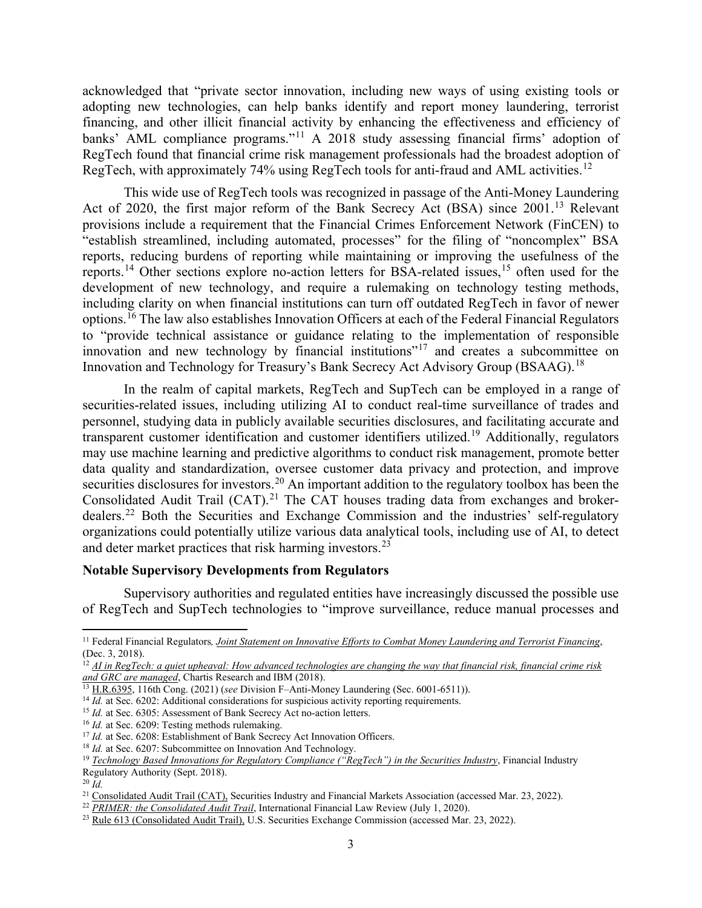acknowledged that "private sector innovation, including new ways of using existing tools or adopting new technologies, can help banks identify and report money laundering, terrorist financing, and other illicit financial activity by enhancing the effectiveness and efficiency of banks' AML compliance programs."[11] A 2018 study assessing financial firms' adoption of RegTech found that financial crime risk management professionals had the broadest adoption of RegTech, with approximately 74% using RegTech tools for anti-fraud and AML activities.[12]

This wide use of RegTech tools was recognized in passage of the Anti-Money Laundering Act of 2020, the first major reform of the Bank Secrecy Act (BSA) since 2001.[13] Relevant provisions include a requirement that the Financial Crimes Enforcement Network (FinCEN) to "establish streamlined, including automated, processes" for the filing of "noncomplex" BSA reports, reducing burdens of reporting while maintaining or improving the usefulness of the reports.[14] Other sections explore no-action letters for BSA-related issues,[15] often used for the development of new technology, and require a rulemaking on technology testing methods, including clarity on when financial institutions can turn off outdated RegTech in favor of newer options.[16] The law also establishes Innovation Officers at each of the Federal Financial Regulators to "provide technical assistance or guidance relating to the implementation of responsible innovation and new technology by financial institutions"[17] and creates a subcommittee on Innovation and Technology for Treasury's Bank Secrecy Act Advisory Group (BSAAG).[18]

In the realm of capital markets, RegTech and SupTech can be employed in a range of securities-related issues, including utilizing AI to conduct real-time surveillance of trades and personnel, studying data in publicly available securities disclosures, and facilitating accurate and transparent customer identification and customer identifiers utilized.[19] Additionally, regulators may use machine learning and predictive algorithms to conduct risk management, promote better data quality and standardization, oversee customer data privacy and protection, and improve securities disclosures for investors.[20] An important addition to the regulatory toolbox has been the Consolidated Audit Trail (CAT).[21] The CAT houses trading data from exchanges and broker-dealers.[22] Both the Securities and Exchange Commission and the industries' self-regulatory organizations could potentially utilize various data analytical tools, including use of AI, to detect and deter market practices that risk harming investors.[23]

**Notable Supervisory Developments from Regulators**

Supervisory authorities and regulated entities have increasingly discussed the possible use of RegTech and SupTech technologies to "improve surveillance, reduce manual processes and

---

[11] Federal Financial Regulators, *Joint Statement on Innovative Efforts to Combat Money Laundering and Terrorist Financing*, (Dec. 3, 2018).

[12] *AI in RegTech: a quiet upheaval: How advanced technologies are changing the way that financial risk, financial crime risk and GRC are managed*, Chartis Research and IBM (2018).

[13] H.R.6395, 116th Cong. (2021) (*see* Division F–Anti-Money Laundering (Sec. 6001-6511)).

[14] *Id.* at Sec. 6202: Additional considerations for suspicious activity reporting requirements.

[15] *Id.* at Sec. 6305: Assessment of Bank Secrecy Act no-action letters.

[16] *Id.* at Sec. 6209: Testing methods rulemaking.

[17] *Id.* at Sec. 6208: Establishment of Bank Secrecy Act Innovation Officers.

[18] *Id.* at Sec. 6207: Subcommittee on Innovation And Technology.

[19] *Technology Based Innovations for Regulatory Compliance ("RegTech") in the Securities Industry*, Financial Industry Regulatory Authority (Sept. 2018).

[20] *Id.*

[21] Consolidated Audit Trail (CAT), Securities Industry and Financial Markets Association (accessed Mar. 23, 2022).

[22] *PRIMER: the Consolidated Audit Trail*, International Financial Law Review (July 1, 2020).

[23] Rule 613 (Consolidated Audit Trail), U.S. Securities Exchange Commission (accessed Mar. 23, 2022).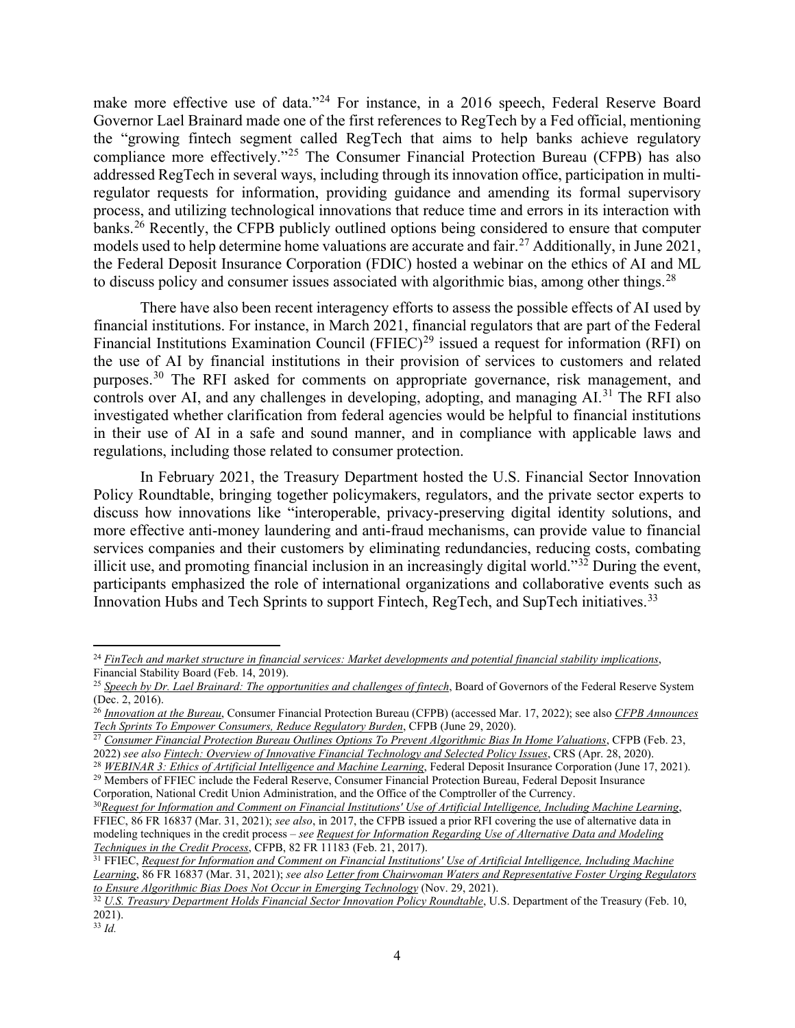make more effective use of data."[24] For instance, in a 2016 speech, Federal Reserve Board Governor Lael Brainard made one of the first references to RegTech by a Fed official, mentioning the "growing fintech segment called RegTech that aims to help banks achieve regulatory compliance more effectively."[25] The Consumer Financial Protection Bureau (CFPB) has also addressed RegTech in several ways, including through its innovation office, participation in multi-regulator requests for information, providing guidance and amending its formal supervisory process, and utilizing technological innovations that reduce time and errors in its interaction with banks.[26] Recently, the CFPB publicly outlined options being considered to ensure that computer models used to help determine home valuations are accurate and fair.[27] Additionally, in June 2021, the Federal Deposit Insurance Corporation (FDIC) hosted a webinar on the ethics of AI and ML to discuss policy and consumer issues associated with algorithmic bias, among other things.[28]

There have also been recent interagency efforts to assess the possible effects of AI used by financial institutions. For instance, in March 2021, financial regulators that are part of the Federal Financial Institutions Examination Council (FFIEC)[29] issued a request for information (RFI) on the use of AI by financial institutions in their provision of services to customers and related purposes.[30] The RFI asked for comments on appropriate governance, risk management, and controls over AI, and any challenges in developing, adopting, and managing AI.[31] The RFI also investigated whether clarification from federal agencies would be helpful to financial institutions in their use of AI in a safe and sound manner, and in compliance with applicable laws and regulations, including those related to consumer protection.

In February 2021, the Treasury Department hosted the U.S. Financial Sector Innovation Policy Roundtable, bringing together policymakers, regulators, and the private sector experts to discuss how innovations like "interoperable, privacy-preserving digital identity solutions, and more effective anti-money laundering and anti-fraud mechanisms, can provide value to financial services companies and their customers by eliminating redundancies, reducing costs, combating illicit use, and promoting financial inclusion in an increasingly digital world."[32] During the event, participants emphasized the role of international organizations and collaborative events such as Innovation Hubs and Tech Sprints to support Fintech, RegTech, and SupTech initiatives.[33]

---

[24] *FinTech and market structure in financial services: Market developments and potential financial stability implications*, Financial Stability Board (Feb. 14, 2019).

[25] *Speech by Dr. Lael Brainard: The opportunities and challenges of fintech*, Board of Governors of the Federal Reserve System (Dec. 2, 2016).

[26] *Innovation at the Bureau*, Consumer Financial Protection Bureau (CFPB) (accessed Mar. 17, 2022); see also *CFPB Announces Tech Sprints To Empower Consumers, Reduce Regulatory Burden*, CFPB (June 29, 2020).

[27] *Consumer Financial Protection Bureau Outlines Options To Prevent Algorithmic Bias In Home Valuations*, CFPB (Feb. 23, 2022) *see also* *Fintech: Overview of Innovative Financial Technology and Selected Policy Issues*, CRS (Apr. 28, 2020).

[28] *WEBINAR 3: Ethics of Artificial Intelligence and Machine Learning*, Federal Deposit Insurance Corporation (June 17, 2021).

[29] Members of FFIEC include the Federal Reserve, Consumer Financial Protection Bureau, Federal Deposit Insurance Corporation, National Credit Union Administration, and the Office of the Comptroller of the Currency.

[30] *Request for Information and Comment on Financial Institutions' Use of Artificial Intelligence, Including Machine Learning*, FFIEC, 86 FR 16837 (Mar. 31, 2021); *see also*, in 2017, the CFPB issued a prior RFI covering the use of alternative data in modeling techniques in the credit process – *see* *Request for Information Regarding Use of Alternative Data and Modeling Techniques in the Credit Process*, CFPB, 82 FR 11183 (Feb. 21, 2017).

[31] FFIEC, *Request for Information and Comment on Financial Institutions' Use of Artificial Intelligence, Including Machine Learning*, 86 FR 16837 (Mar. 31, 2021); *see also* *Letter from Chairwoman Waters and Representative Foster Urging Regulators to Ensure Algorithmic Bias Does Not Occur in Emerging Technology* (Nov. 29, 2021).

[32] *U.S. Treasury Department Holds Financial Sector Innovation Policy Roundtable*, U.S. Department of the Treasury (Feb. 10, 2021).

[33] *Id.*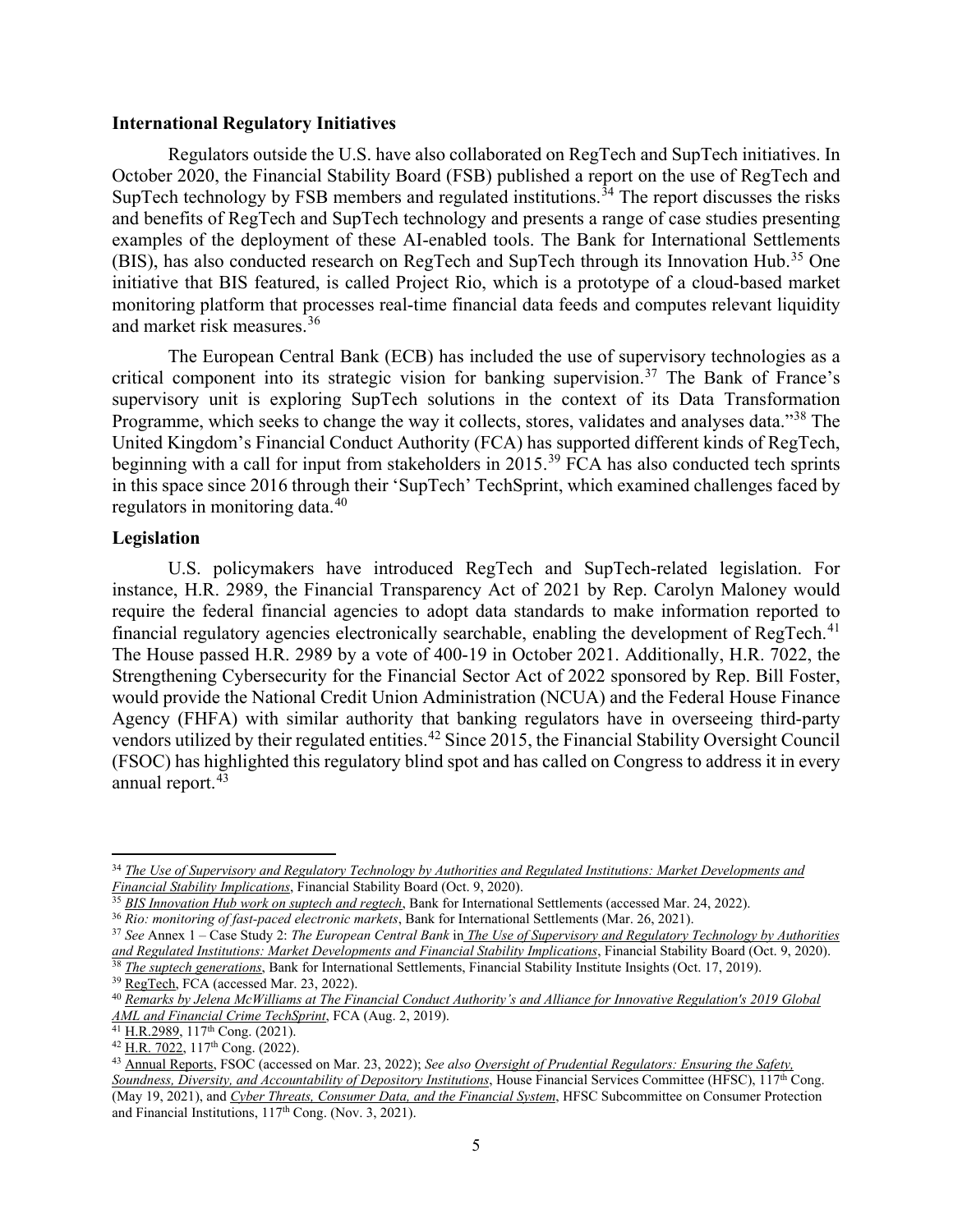**International Regulatory Initiatives**

Regulators outside the U.S. have also collaborated on RegTech and SupTech initiatives. In October 2020, the Financial Stability Board (FSB) published a report on the use of RegTech and SupTech technology by FSB members and regulated institutions.[34] The report discusses the risks and benefits of RegTech and SupTech technology and presents a range of case studies presenting examples of the deployment of these AI-enabled tools. The Bank for International Settlements (BIS), has also conducted research on RegTech and SupTech through its Innovation Hub.[35] One initiative that BIS featured, is called Project Rio, which is a prototype of a cloud-based market monitoring platform that processes real-time financial data feeds and computes relevant liquidity and market risk measures.[36]

The European Central Bank (ECB) has included the use of supervisory technologies as a critical component into its strategic vision for banking supervision.[37] The Bank of France's supervisory unit is exploring SupTech solutions in the context of its Data Transformation Programme, which seeks to change the way it collects, stores, validates and analyses data."[38] The United Kingdom's Financial Conduct Authority (FCA) has supported different kinds of RegTech, beginning with a call for input from stakeholders in 2015.[39] FCA has also conducted tech sprints in this space since 2016 through their 'SupTech' TechSprint, which examined challenges faced by regulators in monitoring data.[40]

**Legislation**

U.S. policymakers have introduced RegTech and SupTech-related legislation. For instance, H.R. 2989, the Financial Transparency Act of 2021 by Rep. Carolyn Maloney would require the federal financial agencies to adopt data standards to make information reported to financial regulatory agencies electronically searchable, enabling the development of RegTech.[41] The House passed H.R. 2989 by a vote of 400-19 in October 2021. Additionally, H.R. 7022, the Strengthening Cybersecurity for the Financial Sector Act of 2022 sponsored by Rep. Bill Foster, would provide the National Credit Union Administration (NCUA) and the Federal House Finance Agency (FHFA) with similar authority that banking regulators have in overseeing third-party vendors utilized by their regulated entities.[42] Since 2015, the Financial Stability Oversight Council (FSOC) has highlighted this regulatory blind spot and has called on Congress to address it in every annual report.[43]

---

[34] *The Use of Supervisory and Regulatory Technology by Authorities and Regulated Institutions: Market Developments and Financial Stability Implications*, Financial Stability Board (Oct. 9, 2020).

[35] *BIS Innovation Hub work on suptech and regtech*, Bank for International Settlements (accessed Mar. 24, 2022).

[36] *Rio: monitoring of fast-paced electronic markets*, Bank for International Settlements (Mar. 26, 2021).

[37] *See* Annex 1 – Case Study 2: *The European Central Bank* in *The Use of Supervisory and Regulatory Technology by Authorities and Regulated Institutions: Market Developments and Financial Stability Implications*, Financial Stability Board (Oct. 9, 2020).

[38] *The suptech generations*, Bank for International Settlements, Financial Stability Institute Insights (Oct. 17, 2019).

[39] RegTech, FCA (accessed Mar. 23, 2022).

[40] *Remarks by Jelena McWilliams at The Financial Conduct Authority's and Alliance for Innovative Regulation's 2019 Global AML and Financial Crime TechSprint*, FCA (Aug. 2, 2019).

[41] H.R.2989, 117th Cong. (2021).

[42] H.R. 7022, 117th Cong. (2022).

[43] Annual Reports, FSOC (accessed on Mar. 23, 2022); *See also* Oversight of Prudential Regulators: Ensuring the Safety, Soundness, Diversity, and Accountability of Depository Institutions, House Financial Services Committee (HFSC), 117th Cong. (May 19, 2021), and *Cyber Threats, Consumer Data, and the Financial System*, HFSC Subcommittee on Consumer Protection and Financial Institutions, 117th Cong. (Nov. 3, 2021).